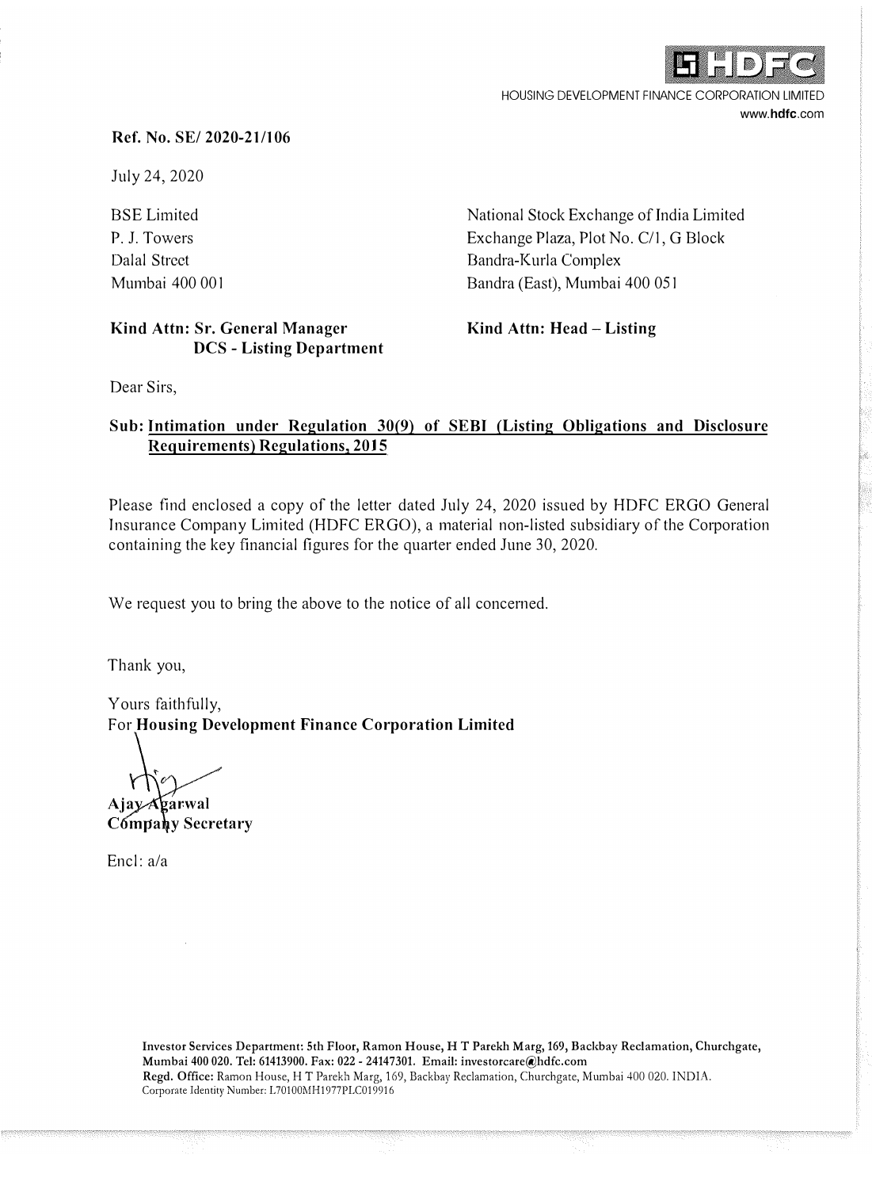HDFC

HOUSING DEVELOPMENT FINANCE CORPORATION LIMITED
www.hdfc.com

**Ref. No. SE/ 2020-21/106**

July 24, 2020

BSE Limited
P. J. Towers
Dalal Street
Mumbai 400 001

**Kind Attn: Sr. General Manager**
**DCS - Listing Department**

National Stock Exchange of India Limited
Exchange Plaza, Plot No. C/1, G Block
Bandra-Kurla Complex
Bandra (East), Mumbai 400 051

**Kind Attn: Head – Listing**

Dear Sirs,

**Sub: Intimation under Regulation 30(9) of SEBI (Listing Obligations and Disclosure Requirements) Regulations, 2015**

Please find enclosed a copy of the letter dated July 24, 2020 issued by HDFC ERGO General Insurance Company Limited (HDFC ERGO), a material non-listed subsidiary of the Corporation containing the key financial figures for the quarter ended June 30, 2020.

We request you to bring the above to the notice of all concerned.

Thank you,

Yours faithfully,
For **Housing Development Finance Corporation Limited**

**Ajay Agarwal**
**Company Secretary**

Encl: a/a

**Investor Services Department:** 5th Floor, Ramon House, H T Parekh Marg, 169, Backbay Reclamation, Churchgate, Mumbai 400 020. Tel: 61413900. Fax: 022 - 24147301. Email: investorcare@hdfc.com
**Regd. Office:** Ramon House, H T Parekh Marg, 169, Backbay Reclamation, Churchgate, Mumbai 400 020. INDIA.
Corporate Identity Number: L70100MH1977PLC019916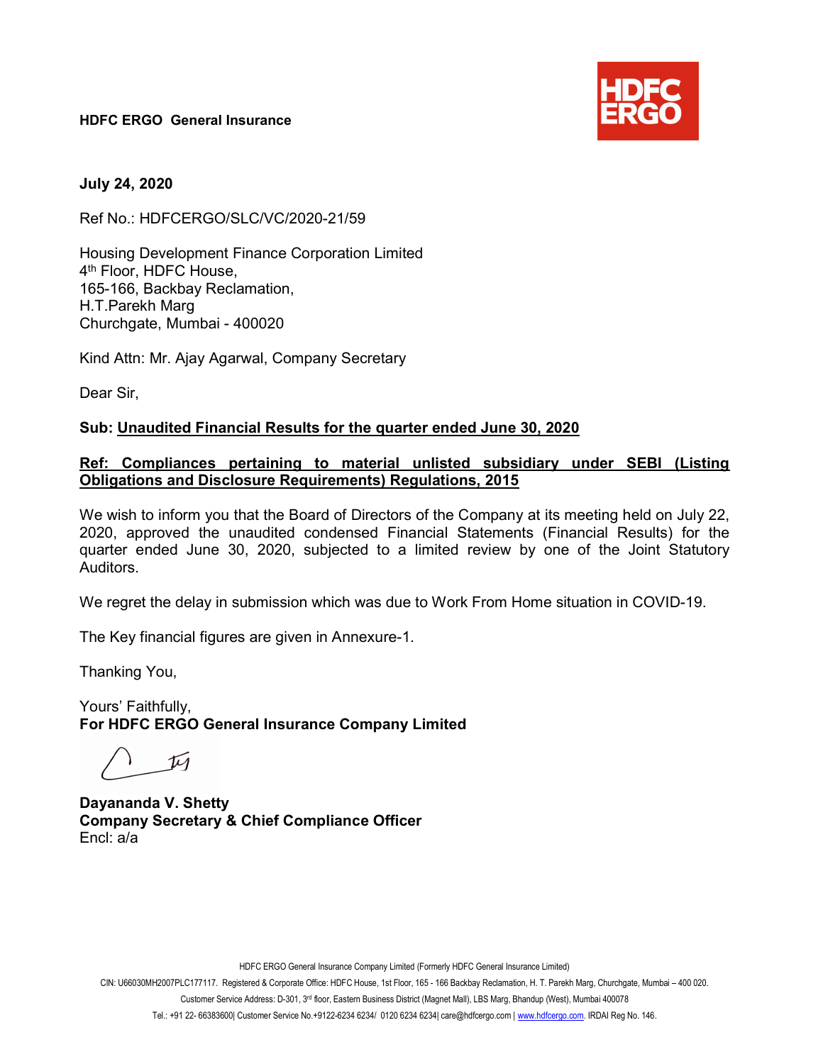**HDFC ERGO General Insurance**

**July 24, 2020**

Ref No.: HDFCERGO/SLC/VC/2020-21/59

Housing Development Finance Corporation Limited
4th Floor, HDFC House,
165-166, Backbay Reclamation,
H.T.Parekh Marg
Churchgate, Mumbai - 400020

Kind Attn: Mr. Ajay Agarwal, Company Secretary

Dear Sir,

**Sub: Unaudited Financial Results for the quarter ended June 30, 2020**

**Ref: Compliances pertaining to material unlisted subsidiary under SEBI (Listing Obligations and Disclosure Requirements) Regulations, 2015**

We wish to inform you that the Board of Directors of the Company at its meeting held on July 22, 2020, approved the unaudited condensed Financial Statements (Financial Results) for the quarter ended June 30, 2020, subjected to a limited review by one of the Joint Statutory Auditors.

We regret the delay in submission which was due to Work From Home situation in COVID-19.

The Key financial figures are given in Annexure-1.

Thanking You,

Yours' Faithfully,
**For HDFC ERGO General Insurance Company Limited**

**Dayananda V. Shetty**
**Company Secretary & Chief Compliance Officer**
Encl: a/a

HDFC ERGO General Insurance Company Limited (Formerly HDFC General Insurance Limited)
CIN: U66030MH2007PLC177117. Registered & Corporate Office: HDFC House, 1st Floor, 165 - 166 Backbay Reclamation, H. T. Parekh Marg, Churchgate, Mumbai – 400 020.
Customer Service Address: D-301, 3rd floor, Eastern Business District (Magnet Mall), LBS Marg, Bhandup (West), Mumbai 400078
Tel.: +91 22- 66383600| Customer Service No.+9122-6234 6234/ 0120 6234 6234| care@hdfcergo.com | www.hdfcergo.com. IRDAI Reg No. 146.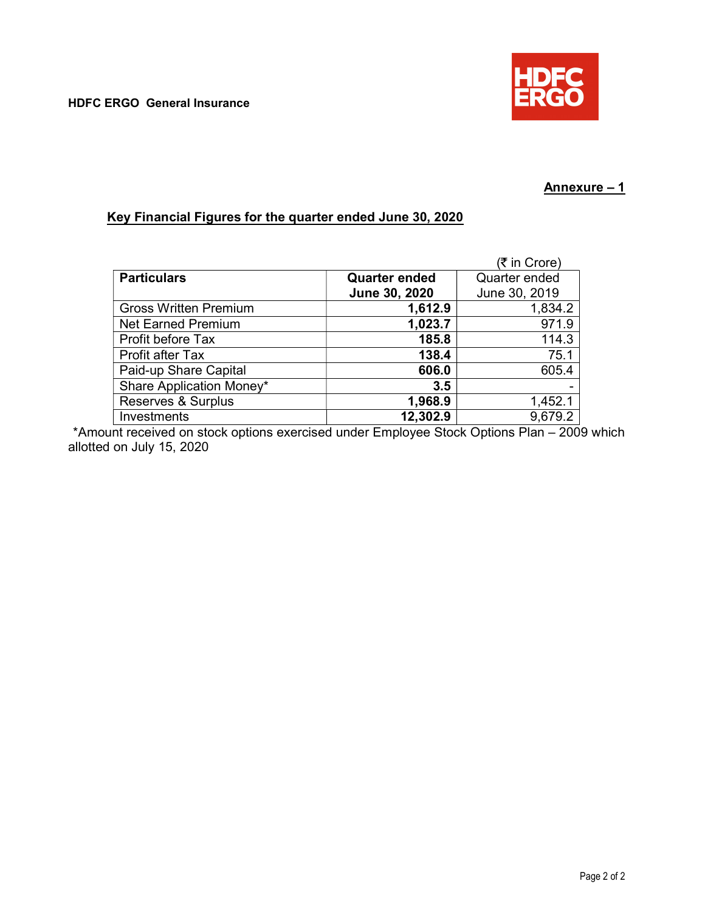HDFC ERGO General Insurance

**Annexure – 1**

## Key Financial Figures for the quarter ended June 30, 2020

(₹ in Crore)

| **Particulars** | **Quarter ended June 30, 2020** | Quarter ended June 30, 2019 |
|---|---|---|
| Gross Written Premium | **1,612.9** | 1,834.2 |
| Net Earned Premium | **1,023.7** | 971.9 |
| Profit before Tax | **185.8** | 114.3 |
| Profit after Tax | **138.4** | 75.1 |
| Paid-up Share Capital | **606.0** | 605.4 |
| Share Application Money* | **3.5** | - |
| Reserves & Surplus | **1,968.9** | 1,452.1 |
| Investments | **12,302.9** | 9,679.2 |

*Amount received on stock options exercised under Employee Stock Options Plan – 2009 which allotted on July 15, 2020